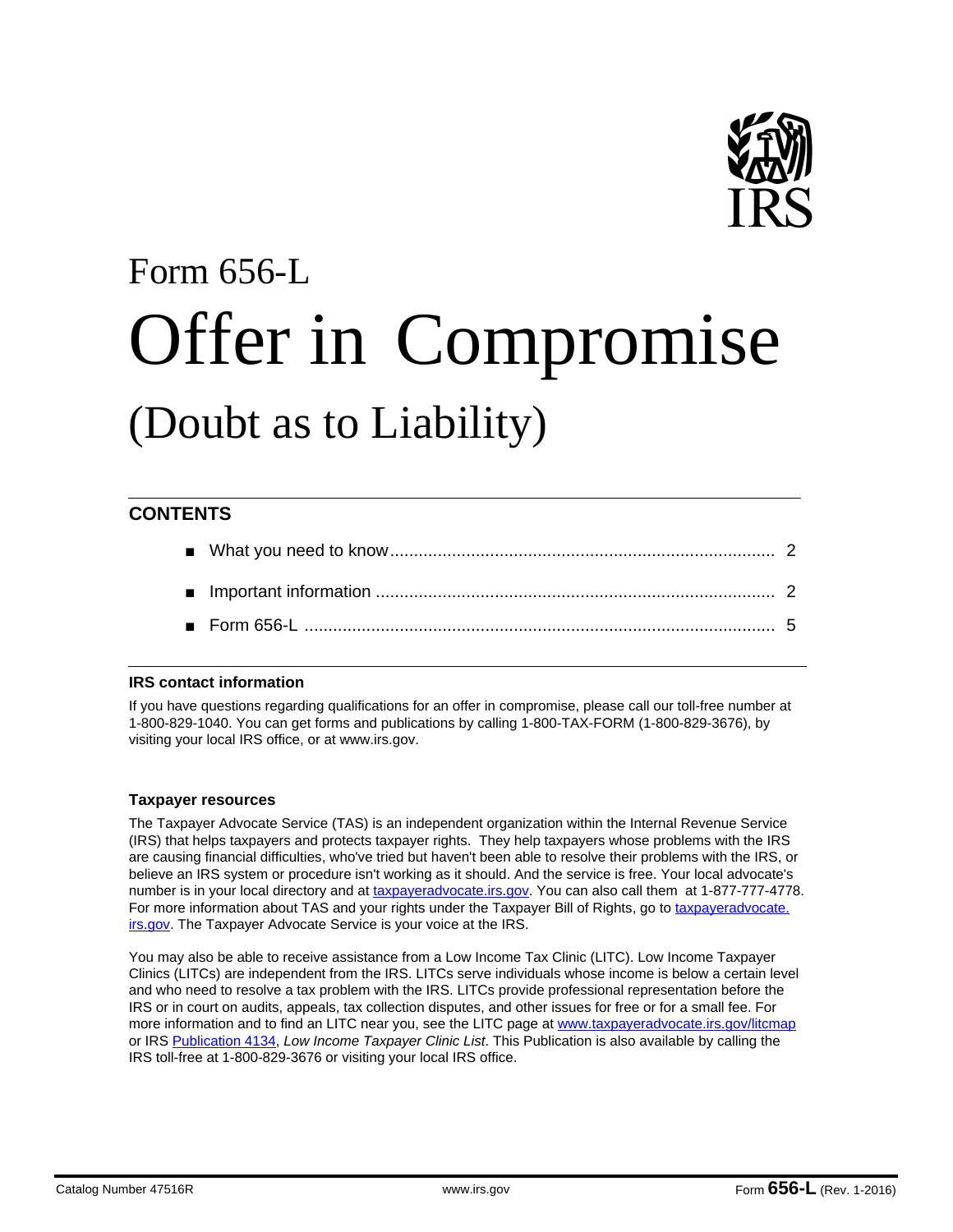Form 656-L

# Offer in Compromise

## (Doubt as to Liability)

### CONTENTS

- What you need to know .................................................................................. 2
- Important information .................................................................................... 2
- Form 656-L ................................................................................................... 5

### IRS contact information

If you have questions regarding qualifications for an offer in compromise, please call our toll-free number at 1-800-829-1040. You can get forms and publications by calling 1-800-TAX-FORM (1-800-829-3676), by visiting your local IRS office, or at www.irs.gov.

### Taxpayer resources

The Taxpayer Advocate Service (TAS) is an independent organization within the Internal Revenue Service (IRS) that helps taxpayers and protects taxpayer rights. They help taxpayers whose problems with the IRS are causing financial difficulties, who've tried but haven't been able to resolve their problems with the IRS, or believe an IRS system or procedure isn't working as it should. And the service is free. Your local advocate's number is in your local directory and at taxpayeradvocate.irs.gov. You can also call them at 1-877-777-4778. For more information about TAS and your rights under the Taxpayer Bill of Rights, go to taxpayeradvocate.irs.gov. The Taxpayer Advocate Service is your voice at the IRS.

You may also be able to receive assistance from a Low Income Tax Clinic (LITC). Low Income Taxpayer Clinics (LITCs) are independent from the IRS. LITCs serve individuals whose income is below a certain level and who need to resolve a tax problem with the IRS. LITCs provide professional representation before the IRS or in court on audits, appeals, tax collection disputes, and other issues for free or for a small fee. For more information and to find an LITC near you, see the LITC page at www.taxpayeradvocate.irs.gov/litcmap or IRS Publication 4134, *Low Income Taxpayer Clinic List*. This Publication is also available by calling the IRS toll-free at 1-800-829-3676 or visiting your local IRS office.

Catalog Number 47516R www.irs.gov Form **656-L** (Rev. 1-2016)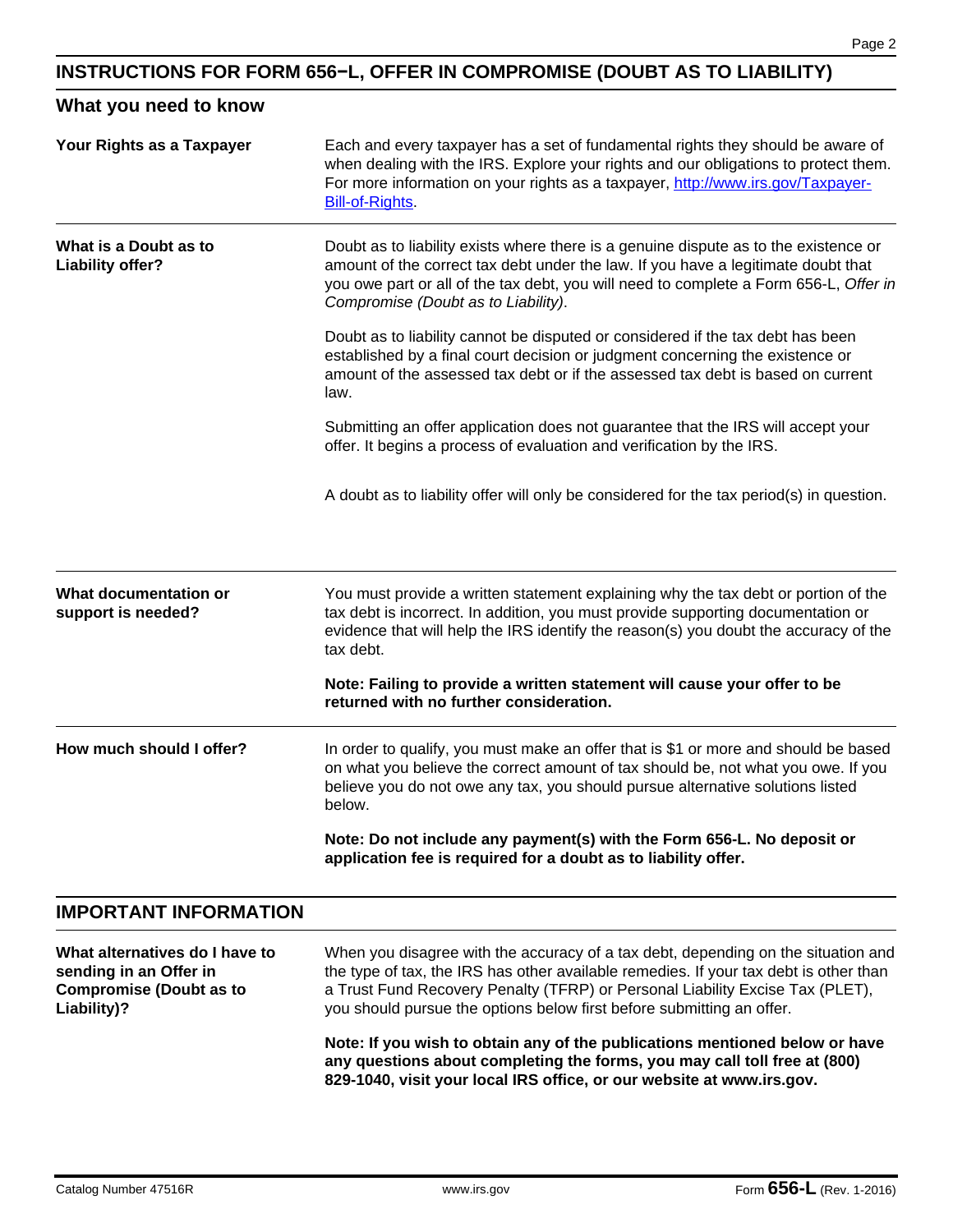## INSTRUCTIONS FOR FORM 656−L, OFFER IN COMPROMISE (DOUBT AS TO LIABILITY)

### What you need to know

**Your Rights as a Taxpayer**

Each and every taxpayer has a set of fundamental rights they should be aware of when dealing with the IRS. Explore your rights and our obligations to protect them. For more information on your rights as a taxpayer, [http://www.irs.gov/Taxpayer-Bill-of-Rights](http://www.irs.gov/Taxpayer-Bill-of-Rights).

**What is a Doubt as to Liability offer?**

Doubt as to liability exists where there is a genuine dispute as to the existence or amount of the correct tax debt under the law. If you have a legitimate doubt that you owe part or all of the tax debt, you will need to complete a Form 656-L, *Offer in Compromise (Doubt as to Liability)*.

Doubt as to liability cannot be disputed or considered if the tax debt has been established by a final court decision or judgment concerning the existence or amount of the assessed tax debt or if the assessed tax debt is based on current law.

Submitting an offer application does not guarantee that the IRS will accept your offer. It begins a process of evaluation and verification by the IRS.

A doubt as to liability offer will only be considered for the tax period(s) in question.

**What documentation or support is needed?**

You must provide a written statement explaining why the tax debt or portion of the tax debt is incorrect. In addition, you must provide supporting documentation or evidence that will help the IRS identify the reason(s) you doubt the accuracy of the tax debt.

**Note: Failing to provide a written statement will cause your offer to be returned with no further consideration.**

**How much should I offer?**

In order to qualify, you must make an offer that is $1 or more and should be based on what you believe the correct amount of tax should be, not what you owe. If you believe you do not owe any tax, you should pursue alternative solutions listed below.

**Note: Do not include any payment(s) with the Form 656-L. No deposit or application fee is required for a doubt as to liability offer.**

### IMPORTANT INFORMATION

**What alternatives do I have to sending in an Offer in Compromise (Doubt as to Liability)?**

When you disagree with the accuracy of a tax debt, depending on the situation and the type of tax, the IRS has other available remedies. If your tax debt is other than a Trust Fund Recovery Penalty (TFRP) or Personal Liability Excise Tax (PLET), you should pursue the options below first before submitting an offer.

**Note: If you wish to obtain any of the publications mentioned below or have any questions about completing the forms, you may call toll free at (800) 829-1040, visit your local IRS office, or our website at www.irs.gov.**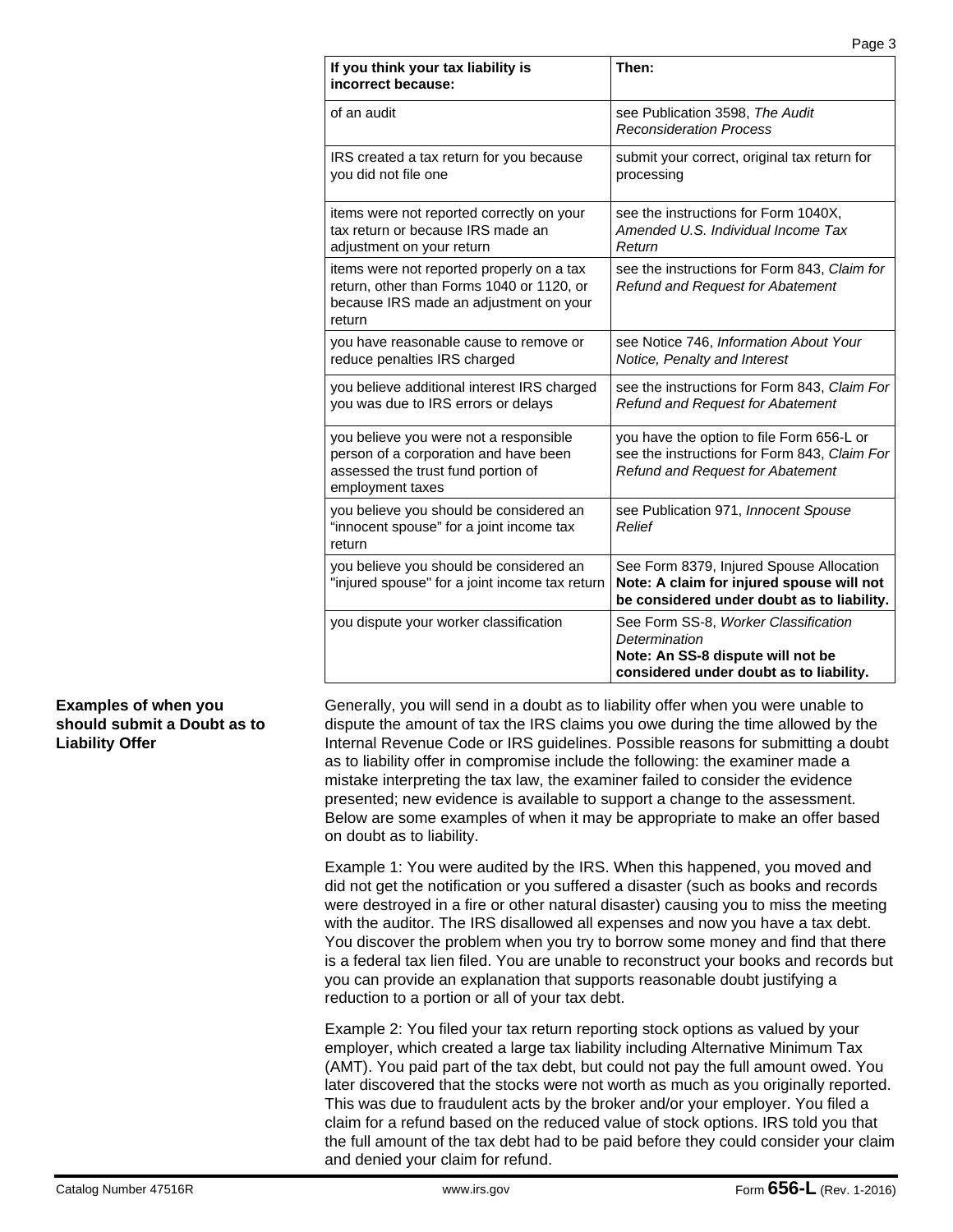| If you think your tax liability is incorrect because: | Then: |
| --- | --- |
| of an audit | see Publication 3598, *The Audit Reconsideration Process* |
| IRS created a tax return for you because you did not file one | submit your correct, original tax return for processing |
| items were not reported correctly on your tax return or because IRS made an adjustment on your return | see the instructions for Form 1040X, *Amended U.S. Individual Income Tax Return* |
| items were not reported properly on a tax return, other than Forms 1040 or 1120, or because IRS made an adjustment on your return | see the instructions for Form 843, *Claim for Refund and Request for Abatement* |
| you have reasonable cause to remove or reduce penalties IRS charged | see Notice 746, *Information About Your Notice, Penalty and Interest* |
| you believe additional interest IRS charged you was due to IRS errors or delays | see the instructions for Form 843, *Claim For Refund and Request for Abatement* |
| you believe you were not a responsible person of a corporation and have been assessed the trust fund portion of employment taxes | you have the option to file Form 656-L or see the instructions for Form 843, *Claim For Refund and Request for Abatement* |
| you believe you should be considered an "innocent spouse" for a joint income tax return | see Publication 971, *Innocent Spouse Relief* |
| you believe you should be considered an "injured spouse" for a joint income tax return | See Form 8379, Injured Spouse Allocation **Note: A claim for injured spouse will not be considered under doubt as to liability.** |
| you dispute your worker classification | See Form SS-8, *Worker Classification Determination* **Note: An SS-8 dispute will not be considered under doubt as to liability.** |

**Examples of when you should submit a Doubt as to Liability Offer**

Generally, you will send in a doubt as to liability offer when you were unable to dispute the amount of tax the IRS claims you owe during the time allowed by the Internal Revenue Code or IRS guidelines. Possible reasons for submitting a doubt as to liability offer in compromise include the following: the examiner made a mistake interpreting the tax law, the examiner failed to consider the evidence presented; new evidence is available to support a change to the assessment. Below are some examples of when it may be appropriate to make an offer based on doubt as to liability.

Example 1: You were audited by the IRS. When this happened, you moved and did not get the notification or you suffered a disaster (such as books and records were destroyed in a fire or other natural disaster) causing you to miss the meeting with the auditor. The IRS disallowed all expenses and now you have a tax debt. You discover the problem when you try to borrow some money and find that there is a federal tax lien filed. You are unable to reconstruct your books and records but you can provide an explanation that supports reasonable doubt justifying a reduction to a portion or all of your tax debt.

Example 2: You filed your tax return reporting stock options as valued by your employer, which created a large tax liability including Alternative Minimum Tax (AMT). You paid part of the tax debt, but could not pay the full amount owed. You later discovered that the stocks were not worth as much as you originally reported. This was due to fraudulent acts by the broker and/or your employer. You filed a claim for a refund based on the reduced value of stock options. IRS told you that the full amount of the tax debt had to be paid before they could consider your claim and denied your claim for refund.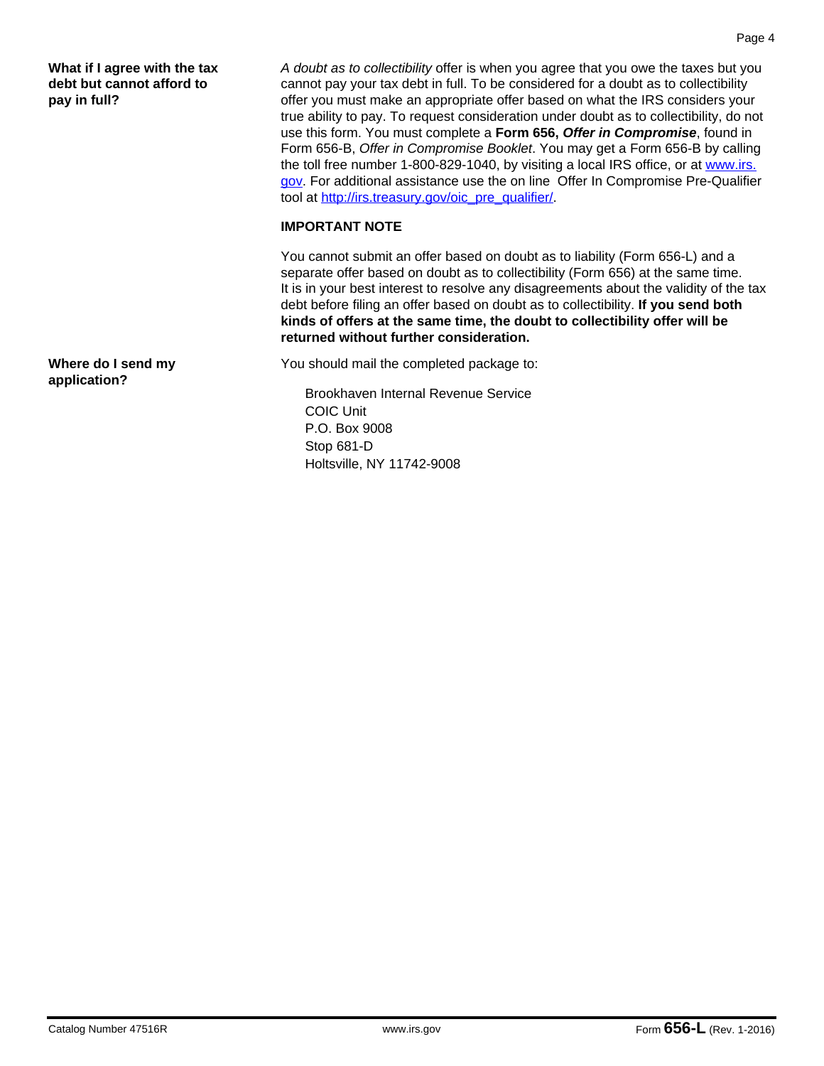### What if I agree with the tax debt but cannot afford to pay in full?

*A doubt as to collectibility* offer is when you agree that you owe the taxes but you cannot pay your tax debt in full. To be considered for a doubt as to collectibility offer you must make an appropriate offer based on what the IRS considers your true ability to pay. To request consideration under doubt as to collectibility, do not use this form. You must complete a **Form 656, *Offer in Compromise***, found in Form 656-B, *Offer in Compromise Booklet*. You may get a Form 656-B by calling the toll free number 1-800-829-1040, by visiting a local IRS office, or at www.irs.gov. For additional assistance use the on line Offer In Compromise Pre-Qualifier tool at http://irs.treasury.gov/oic_pre_qualifier/.

**IMPORTANT NOTE**

You cannot submit an offer based on doubt as to liability (Form 656-L) and a separate offer based on doubt as to collectibility (Form 656) at the same time. It is in your best interest to resolve any disagreements about the validity of the tax debt before filing an offer based on doubt as to collectibility. **If you send both kinds of offers at the same time, the doubt to collectibility offer will be returned without further consideration.**

### Where do I send my application?

You should mail the completed package to:

Brookhaven Internal Revenue Service
COIC Unit
P.O. Box 9008
Stop 681-D
Holtsville, NY 11742-9008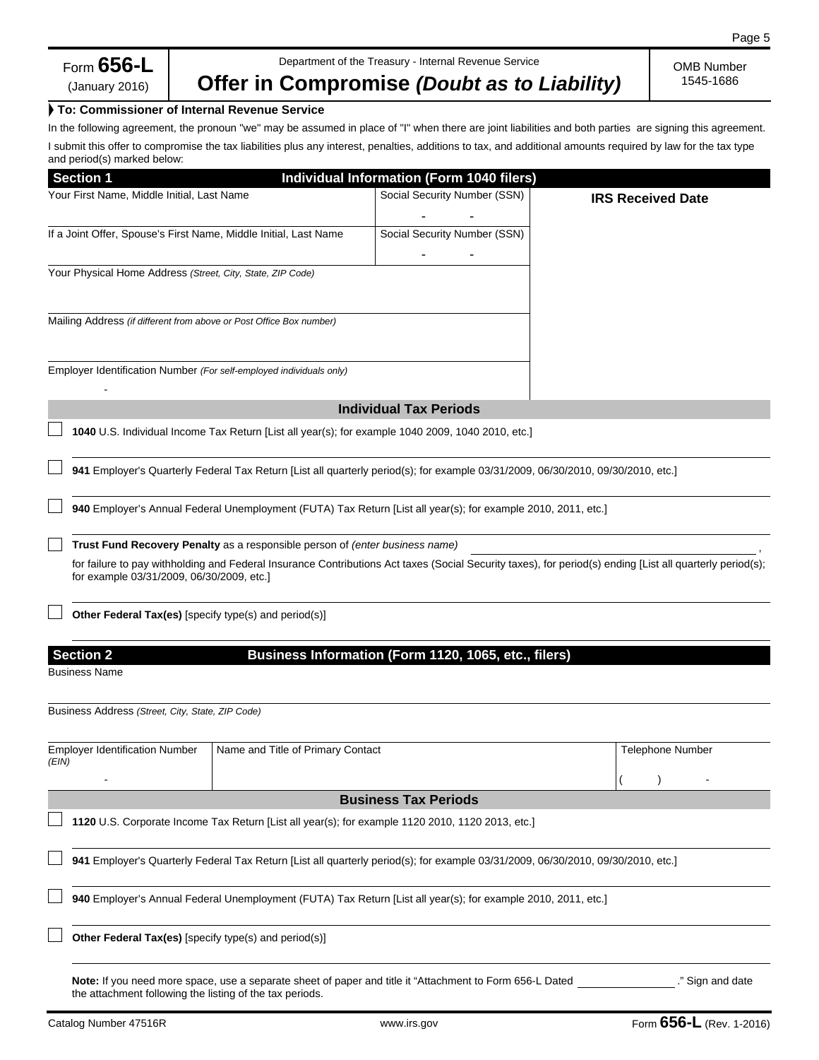Form **656-L**
(January 2016)

Department of the Treasury - Internal Revenue Service

# Offer in Compromise *(Doubt as to Liability)*

OMB Number 1545-1686

**To: Commissioner of Internal Revenue Service**

In the following agreement, the pronoun "we" may be assumed in place of "I" when there are joint liabilities and both parties are signing this agreement.

I submit this offer to compromise the tax liabilities plus any interest, penalties, additions to tax, and additional amounts required by law for the tax type and period(s) marked below:

## Section 1 — Individual Information (Form 1040 filers)

| Your First Name, Middle Initial, Last Name | Social Security Number (SSN) | **IRS Received Date** |
|---|---|---|
| | - - | |
| If a Joint Offer, Spouse's First Name, Middle Initial, Last Name | Social Security Number (SSN) | |
| | - - | |

Your Physical Home Address *(Street, City, State, ZIP Code)*

Mailing Address *(if different from above or Post Office Box number)*

Employer Identification Number *(For self-employed individuals only)*

-

### Individual Tax Periods

☐ **1040** U.S. Individual Income Tax Return [List all year(s); for example 1040 2009, 1040 2010, etc.]

☐ **941** Employer's Quarterly Federal Tax Return [List all quarterly period(s); for example 03/31/2009, 06/30/2010, 09/30/2010, etc.]

☐ **940** Employer's Annual Federal Unemployment (FUTA) Tax Return [List all year(s); for example 2010, 2011, etc.]

☐ **Trust Fund Recovery Penalty** as a responsible person of *(enter business name)* ________________________________,
for failure to pay withholding and Federal Insurance Contributions Act taxes (Social Security taxes), for period(s) ending [List all quarterly period(s); for example 03/31/2009, 06/30/2009, etc.]

☐ **Other Federal Tax(es)** [specify type(s) and period(s)]

## Section 2 — Business Information (Form 1120, 1065, etc., filers)

Business Name

Business Address *(Street, City, State, ZIP Code)*

| Employer Identification Number *(EIN)* | Name and Title of Primary Contact | Telephone Number |
|---|---|---|
| - | | ( ) - |

### Business Tax Periods

☐ **1120** U.S. Corporate Income Tax Return [List all year(s); for example 1120 2010, 1120 2013, etc.]

☐ **941** Employer's Quarterly Federal Tax Return [List all quarterly period(s); for example 03/31/2009, 06/30/2010, 09/30/2010, etc.]

☐ **940** Employer's Annual Federal Unemployment (FUTA) Tax Return [List all year(s); for example 2010, 2011, etc.]

☐ **Other Federal Tax(es)** [specify type(s) and period(s)]

**Note:** If you need more space, use a separate sheet of paper and title it "Attachment to Form 656-L Dated ________________." Sign and date the attachment following the listing of the tax periods.

Catalog Number 47516R www.irs.gov Form **656-L** (Rev. 1-2016)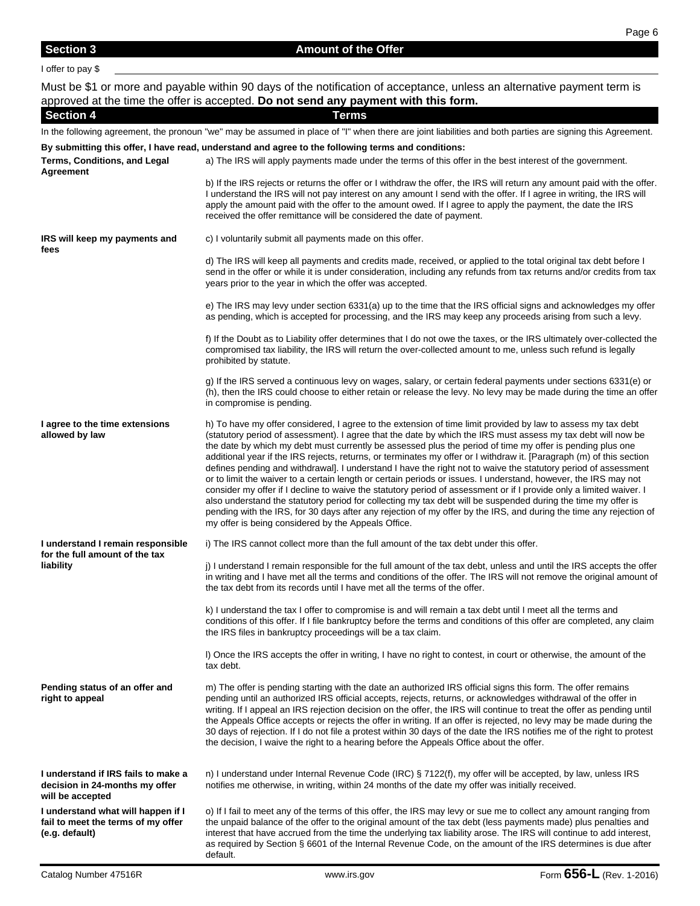## Section 3 Amount of the Offer

I offer to pay $ ______________________

Must be $1 or more and payable within 90 days of the notification of acceptance, unless an alternative payment term is approved at the time the offer is accepted. **Do not send any payment with this form.**

## Section 4 Terms

In the following agreement, the pronoun "we" may be assumed in place of "I" when there are joint liabilities and both parties are signing this Agreement.

**By submitting this offer, I have read, understand and agree to the following terms and conditions:**

**Terms, Conditions, and Legal Agreement**

a) The IRS will apply payments made under the terms of this offer in the best interest of the government.

b) If the IRS rejects or returns the offer or I withdraw the offer, the IRS will return any amount paid with the offer. I understand the IRS will not pay interest on any amount I send with the offer. If I agree in writing, the IRS will apply the amount paid with the offer to the amount owed. If I agree to apply the payment, the date the IRS received the offer remittance will be considered the date of payment.

**IRS will keep my payments and fees**

c) I voluntarily submit all payments made on this offer.

d) The IRS will keep all payments and credits made, received, or applied to the total original tax debt before I send in the offer or while it is under consideration, including any refunds from tax returns and/or credits from tax years prior to the year in which the offer was accepted.

e) The IRS may levy under section 6331(a) up to the time that the IRS official signs and acknowledges my offer as pending, which is accepted for processing, and the IRS may keep any proceeds arising from such a levy.

f) If the Doubt as to Liability offer determines that I do not owe the taxes, or the IRS ultimately over-collected the compromised tax liability, the IRS will return the over-collected amount to me, unless such refund is legally prohibited by statute.

g) If the IRS served a continuous levy on wages, salary, or certain federal payments under sections 6331(e) or (h), then the IRS could choose to either retain or release the levy. No levy may be made during the time an offer in compromise is pending.

**I agree to the time extensions allowed by law**

h) To have my offer considered, I agree to the extension of time limit provided by law to assess my tax debt (statutory period of assessment). I agree that the date by which the IRS must assess my tax debt will now be the date by which my debt must currently be assessed plus the period of time my offer is pending plus one additional year if the IRS rejects, returns, or terminates my offer or I withdraw it. [Paragraph (m) of this section defines pending and withdrawal]. I understand I have the right not to waive the statutory period of assessment or to limit the waiver to a certain length or certain periods or issues. I understand, however, the IRS may not consider my offer if I decline to waive the statutory period of assessment or if I provide only a limited waiver. I also understand the statutory period for collecting my tax debt will be suspended during the time my offer is pending with the IRS, for 30 days after any rejection of my offer by the IRS, and during the time any rejection of my offer is being considered by the Appeals Office.

**I understand I remain responsible for the full amount of the tax liability**

i) The IRS cannot collect more than the full amount of the tax debt under this offer.

j) I understand I remain responsible for the full amount of the tax debt, unless and until the IRS accepts the offer in writing and I have met all the terms and conditions of the offer. The IRS will not remove the original amount of the tax debt from its records until I have met all the terms of the offer.

k) I understand the tax I offer to compromise is and will remain a tax debt until I meet all the terms and conditions of this offer. If I file bankruptcy before the terms and conditions of this offer are completed, any claim the IRS files in bankruptcy proceedings will be a tax claim.

l) Once the IRS accepts the offer in writing, I have no right to contest, in court or otherwise, the amount of the tax debt.

**Pending status of an offer and right to appeal**

m) The offer is pending starting with the date an authorized IRS official signs this form. The offer remains pending until an authorized IRS official accepts, rejects, returns, or acknowledges withdrawal of the offer in writing. If I appeal an IRS rejection decision on the offer, the IRS will continue to treat the offer as pending until the Appeals Office accepts or rejects the offer in writing. If an offer is rejected, no levy may be made during the 30 days of rejection. If I do not file a protest within 30 days of the date the IRS notifies me of the right to protest the decision, I waive the right to a hearing before the Appeals Office about the offer.

**I understand if IRS fails to make a decision in 24-months my offer will be accepted**

n) I understand under Internal Revenue Code (IRC) § 7122(f), my offer will be accepted, by law, unless IRS notifies me otherwise, in writing, within 24 months of the date my offer was initially received.

**I understand what will happen if I fail to meet the terms of my offer (e.g. default)**

o) If I fail to meet any of the terms of this offer, the IRS may levy or sue me to collect any amount ranging from the unpaid balance of the offer to the original amount of the tax debt (less payments made) plus penalties and interest that have accrued from the time the underlying tax liability arose. The IRS will continue to add interest, as required by Section § 6601 of the Internal Revenue Code, on the amount of the IRS determines is due after default.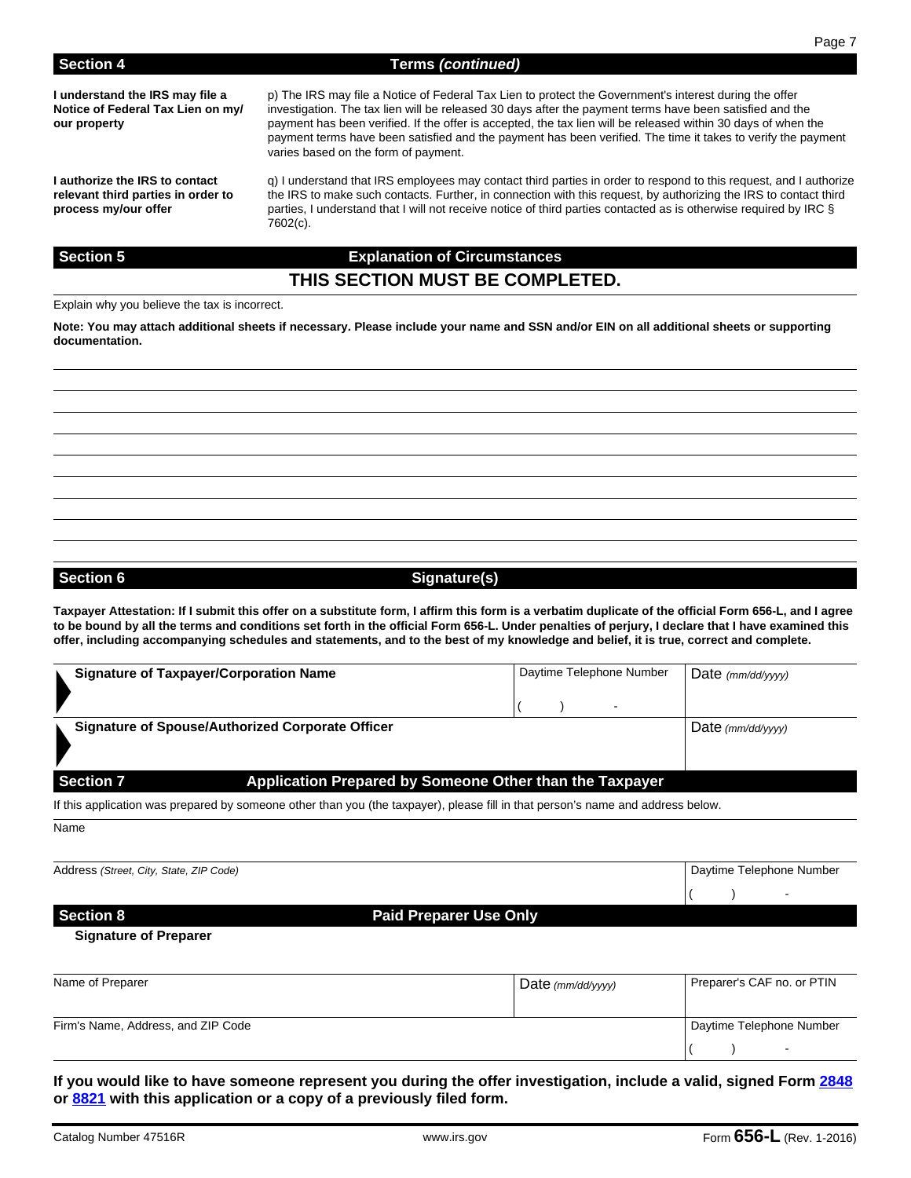## Section 4 — Terms *(continued)*

**I understand the IRS may file a Notice of Federal Tax Lien on my/our property**

p) The IRS may file a Notice of Federal Tax Lien to protect the Government's interest during the offer investigation. The tax lien will be released 30 days after the payment terms have been satisfied and the payment has been verified. If the offer is accepted, the tax lien will be released within 30 days of when the payment terms have been satisfied and the payment has been verified. The time it takes to verify the payment varies based on the form of payment.

**I authorize the IRS to contact relevant third parties in order to process my/our offer**

q) I understand that IRS employees may contact third parties in order to respond to this request, and I authorize the IRS to make such contacts. Further, in connection with this request, by authorizing the IRS to contact third parties, I understand that I will not receive notice of third parties contacted as is otherwise required by IRC § 7602(c).

## Section 5 — Explanation of Circumstances

**THIS SECTION MUST BE COMPLETED.**

Explain why you believe the tax is incorrect.

**Note: You may attach additional sheets if necessary. Please include your name and SSN and/or EIN on all additional sheets or supporting documentation.**

## Section 6 — Signature(s)

**Taxpayer Attestation: If I submit this offer on a substitute form, I affirm this form is a verbatim duplicate of the official Form 656-L, and I agree to be bound by all the terms and conditions set forth in the official Form 656-L. Under penalties of perjury, I declare that I have examined this offer, including accompanying schedules and statements, and to the best of my knowledge and belief, it is true, correct and complete.**

| **Signature of Taxpayer/Corporation Name** | Daytime Telephone Number ( ) - | Date *(mm/dd/yyyy)* |
|---|---|---|
| **Signature of Spouse/Authorized Corporate Officer** | | Date *(mm/dd/yyyy)* |

## Section 7 — Application Prepared by Someone Other than the Taxpayer

If this application was prepared by someone other than you (the taxpayer), please fill in that person's name and address below.

| Name | |
|---|---|
| Address *(Street, City, State, ZIP Code)* | Daytime Telephone Number ( ) - |

## Section 8 — Paid Preparer Use Only

**Signature of Preparer**

| Name of Preparer | Date *(mm/dd/yyyy)* | Preparer's CAF no. or PTIN |
|---|---|---|
| Firm's Name, Address, and ZIP Code | | Daytime Telephone Number ( ) - |

**If you would like to have someone represent you during the offer investigation, include a valid, signed Form 2848 or 8821 with this application or a copy of a previously filed form.**

Catalog Number 47516R www.irs.gov Form **656-L** (Rev. 1-2016)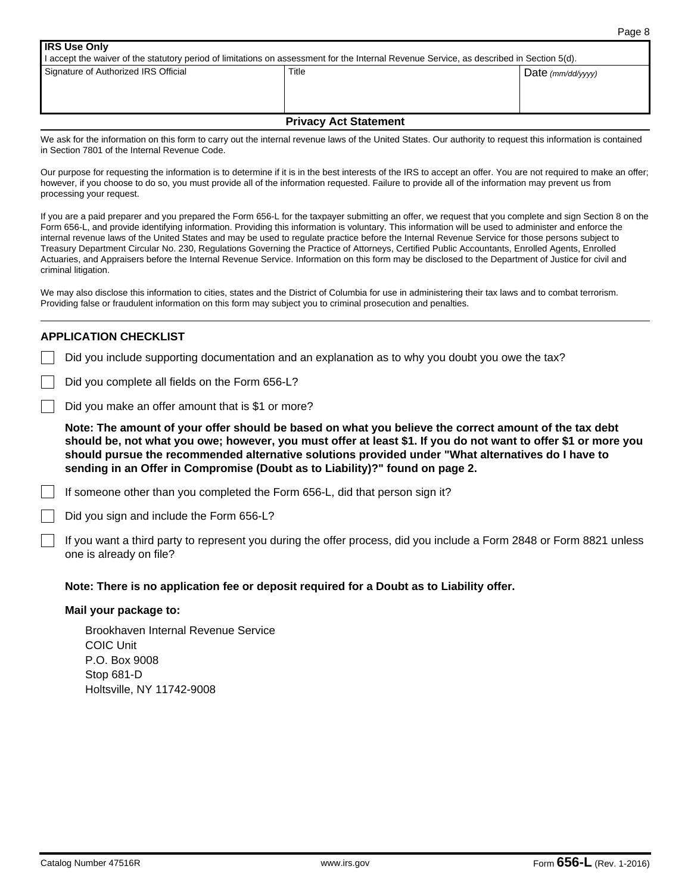**IRS Use Only**

I accept the waiver of the statutory period of limitations on assessment for the Internal Revenue Service, as described in Section 5(d).

| Signature of Authorized IRS Official | Title | Date *(mm/dd/yyyy)* |
| --- | --- | --- |
| | | |

## Privacy Act Statement

We ask for the information on this form to carry out the internal revenue laws of the United States. Our authority to request this information is contained in Section 7801 of the Internal Revenue Code.

Our purpose for requesting the information is to determine if it is in the best interests of the IRS to accept an offer. You are not required to make an offer; however, if you choose to do so, you must provide all of the information requested. Failure to provide all of the information may prevent us from processing your request.

If you are a paid preparer and you prepared the Form 656-L for the taxpayer submitting an offer, we request that you complete and sign Section 8 on the Form 656-L, and provide identifying information. Providing this information is voluntary. This information will be used to administer and enforce the internal revenue laws of the United States and may be used to regulate practice before the Internal Revenue Service for those persons subject to Treasury Department Circular No. 230, Regulations Governing the Practice of Attorneys, Certified Public Accountants, Enrolled Agents, Enrolled Actuaries, and Appraisers before the Internal Revenue Service. Information on this form may be disclosed to the Department of Justice for civil and criminal litigation.

We may also disclose this information to cities, states and the District of Columbia for use in administering their tax laws and to combat terrorism. Providing false or fraudulent information on this form may subject you to criminal prosecution and penalties.

## APPLICATION CHECKLIST

- [ ] Did you include supporting documentation and an explanation as to why you doubt you owe the tax?
- [ ] Did you complete all fields on the Form 656-L?
- [ ] Did you make an offer amount that is $1 or more?

**Note: The amount of your offer should be based on what you believe the correct amount of the tax debt should be, not what you owe; however, you must offer at least $1. If you do not want to offer $1 or more you should pursue the recommended alternative solutions provided under "What alternatives do I have to sending in an Offer in Compromise (Doubt as to Liability)?" found on page 2.**

- [ ] If someone other than you completed the Form 656-L, did that person sign it?
- [ ] Did you sign and include the Form 656-L?
- [ ] If you want a third party to represent you during the offer process, did you include a Form 2848 or Form 8821 unless one is already on file?

**Note: There is no application fee or deposit required for a Doubt as to Liability offer.**

**Mail your package to:**

Brookhaven Internal Revenue Service
COIC Unit
P.O. Box 9008
Stop 681-D
Holtsville, NY 11742-9008